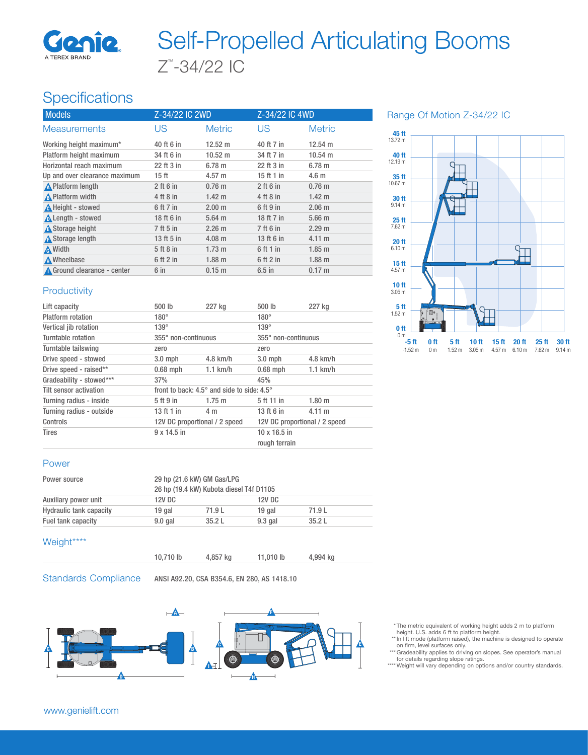# Self-Propelled Articulating Booms

## Z™-34/22 IC

## Specifications

| Models | Z-34/22 IC 2WD | | Z-34/22 IC 4WD | |
|---|---|---|---|---|
| **Measurements** | **US** | **Metric** | **US** | **Metric** |
| Working height maximum* | 40 ft 6 in | 12.52 m | 40 ft 7 in | 12.54 m |
| Platform height maximum | 34 ft 6 in | 10.52 m | 34 ft 7 in | 10.54 m |
| Horizontal reach maximum | 22 ft 3 in | 6.78 m | 22 ft 3 in | 6.78 m |
| Up and over clearance maximum | 15 ft | 4.57 m | 15 ft 1 in | 4.6 m |
| A Platform length | 2 ft 6 in | 0.76 m | 2 ft 6 in | 0.76 m |
| B Platform width | 4 ft 8 in | 1.42 m | 4 ft 8 in | 1.42 m |
| C Height - stowed | 6 ft 7 in | 2.00 m | 6 ft 9 in | 2.06 m |
| D Length - stowed | 18 ft 6 in | 5.64 m | 18 ft 7 in | 5.66 m |
| E Storage height | 7 ft 5 in | 2.26 m | 7 ft 6 in | 2.29 m |
| F Storage length | 13 ft 5 in | 4.08 m | 13 ft 6 in | 4.11 m |
| G Width | 5 ft 8 in | 1.73 m | 6 ft 1 in | 1.85 m |
| H Wheelbase | 6 ft 2 in | 1.88 m | 6 ft 2 in | 1.88 m |
| I Ground clearance - center | 6 in | 0.15 m | 6.5 in | 0.17 m |

### Productivity

| | | | | |
|---|---|---|---|---|
| Lift capacity | 500 lb | 227 kg | 500 lb | 227 kg |
| Platform rotation | 180° | | 180° | |
| Vertical jib rotation | 139° | | 139° | |
| Turntable rotation | 355° non-continuous | | 355° non-continuous | |
| Turntable tailswing | zero | | zero | |
| Drive speed - stowed | 3.0 mph | 4.8 km/h | 3.0 mph | 4.8 km/h |
| Drive speed - raised** | 0.68 mph | 1.1 km/h | 0.68 mph | 1.1 km/h |
| Gradeability - stowed*** | 37% | | 45% | |
| Tilt sensor activation | front to back: 4.5° and side to side: 4.5° | | | |
| Turning radius - inside | 5 ft 9 in | 1.75 m | 5 ft 11 in | 1.80 m |
| Turning radius - outside | 13 ft 1 in | 4 m | 13 ft 6 in | 4.11 m |
| Controls | 12V DC proportional / 2 speed | | 12V DC proportional / 2 speed | |
| Tires | 9 x 14.5 in | | 10 x 16.5 in rough terrain | |

### Power

| | | | | |
|---|---|---|---|---|
| Power source | 29 hp (21.6 kW) GM Gas/LPG<br>26 hp (19.4 kW) Kubota diesel T4f D1105 | | | |
| Auxiliary power unit | 12V DC | | 12V DC | |
| Hydraulic tank capacity | 19 gal | 71.9 L | 19 gal | 71.9 L |
| Fuel tank capacity | 9.0 gal | 35.2 L | 9.3 gal | 35.2 L |

### Weight****

| | | | | |
|---|---|---|---|---|
| | 10,710 lb | 4,857 kg | 11,010 lb | 4,994 kg |

### Standards Compliance

ANSI A92.20, CSA B354.6, EN 280, AS 1418.10

## Range Of Motion Z-34/22 IC

\* The metric equivalent of working height adds 2 m to platform height. U.S. adds 6 ft to platform height.
\** In lift mode (platform raised), the machine is designed to operate on firm, level surfaces only.
\*** Gradeability applies to driving on slopes. See operator's manual for details regarding slope ratings.
\**** Weight will vary depending on options and/or country standards.

www.genielift.com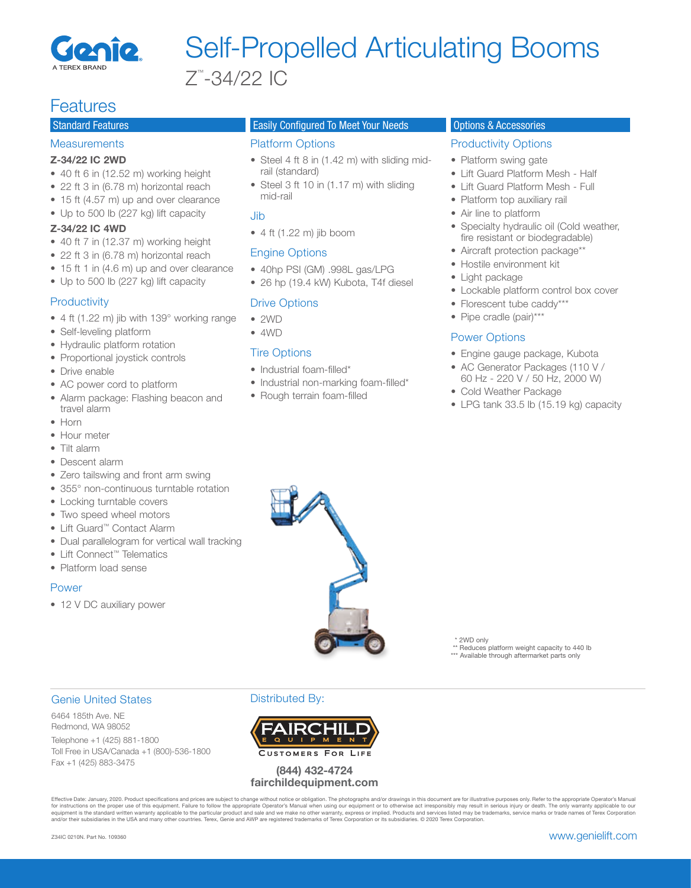# Self-Propelled Articulating Booms

## Z™-34/22 IC

# Features

## Standard Features

### Measurements

**Z-34/22 IC 2WD**

- 40 ft 6 in (12.52 m) working height
- 22 ft 3 in (6.78 m) horizontal reach
- 15 ft (4.57 m) up and over clearance
- Up to 500 lb (227 kg) lift capacity

**Z-34/22 IC 4WD**

- 40 ft 7 in (12.37 m) working height
- 22 ft 3 in (6.78 m) horizontal reach
- 15 ft 1 in (4.6 m) up and over clearance
- Up to 500 lb (227 kg) lift capacity

### Productivity

- 4 ft (1.22 m) jib with 139° working range
- Self-leveling platform
- Hydraulic platform rotation
- Proportional joystick controls
- Drive enable
- AC power cord to platform
- Alarm package: Flashing beacon and travel alarm
- Horn
- Hour meter
- Tilt alarm
- Descent alarm
- Zero tailswing and front arm swing
- 355° non-continuous turntable rotation
- Locking turntable covers
- Two speed wheel motors
- Lift Guard™ Contact Alarm
- Dual parallelogram for vertical wall tracking
- Lift Connect™ Telematics
- Platform load sense

### Power

- 12 V DC auxiliary power

## Easily Configured To Meet Your Needs

### Platform Options

- Steel 4 ft 8 in (1.42 m) with sliding mid-rail (standard)
- Steel 3 ft 10 in (1.17 m) with sliding mid-rail

### Jib

- 4 ft (1.22 m) jib boom

### Engine Options

- 40hp PSI (GM) .998L gas/LPG
- 26 hp (19.4 kW) Kubota, T4f diesel

### Drive Options

- 2WD
- 4WD

### Tire Options

- Industrial foam-filled*
- Industrial non-marking foam-filled*
- Rough terrain foam-filled

## Options & Accessories

### Productivity Options

- Platform swing gate
- Lift Guard Platform Mesh - Half
- Lift Guard Platform Mesh - Full
- Platform top auxiliary rail
- Air line to platform
- Specialty hydraulic oil (Cold weather, fire resistant or biodegradable)
- Aircraft protection package**
- Hostile environment kit
- Light package
- Lockable platform control box cover
- Florescent tube caddy***
- Pipe cradle (pair)***

### Power Options

- Engine gauge package, Kubota
- AC Generator Packages (110 V / 60 Hz - 220 V / 50 Hz, 2000 W)
- Cold Weather Package
- LPG tank 33.5 lb (15.19 kg) capacity

\* 2WD only
** Reduces platform weight capacity to 440 lb
*** Available through aftermarket parts only

### Genie United States

6464 185th Ave. NE
Redmond, WA 98052

Telephone +1 (425) 881-1800
Toll Free in USA/Canada +1 (800)-536-1800
Fax +1 (425) 883-3475

### Distributed By:

FAIRCHILD EQUIPMENT
CUSTOMERS FOR LIFE

**(844) 432-4724**
**fairchildequipment.com**

Effective Date: January, 2020. Product specifications and prices are subject to change without notice or obligation. The photographs and/or drawings in this document are for illustrative purposes only. Refer to the appropriate Operator's Manual for instructions on the proper use of this equipment. Failure to follow the appropriate Operator's Manual when using our equipment or to otherwise act irresponsibly may result in serious injury or death. The only warranty applicable to our equipment is the standard written warranty applicable to the particular product and sale and we make no other warranty, express or implied. Products and services listed may be trademarks, service marks or trade names of Terex Corporation and/or their subsidiaries in the USA and many other countries. Terex, Genie and AWP are registered trademarks of Terex Corporation or its subsidiaries. © 2020 Terex Corporation.

Z34IC 0210N. Part No. 109360

www.genielift.com